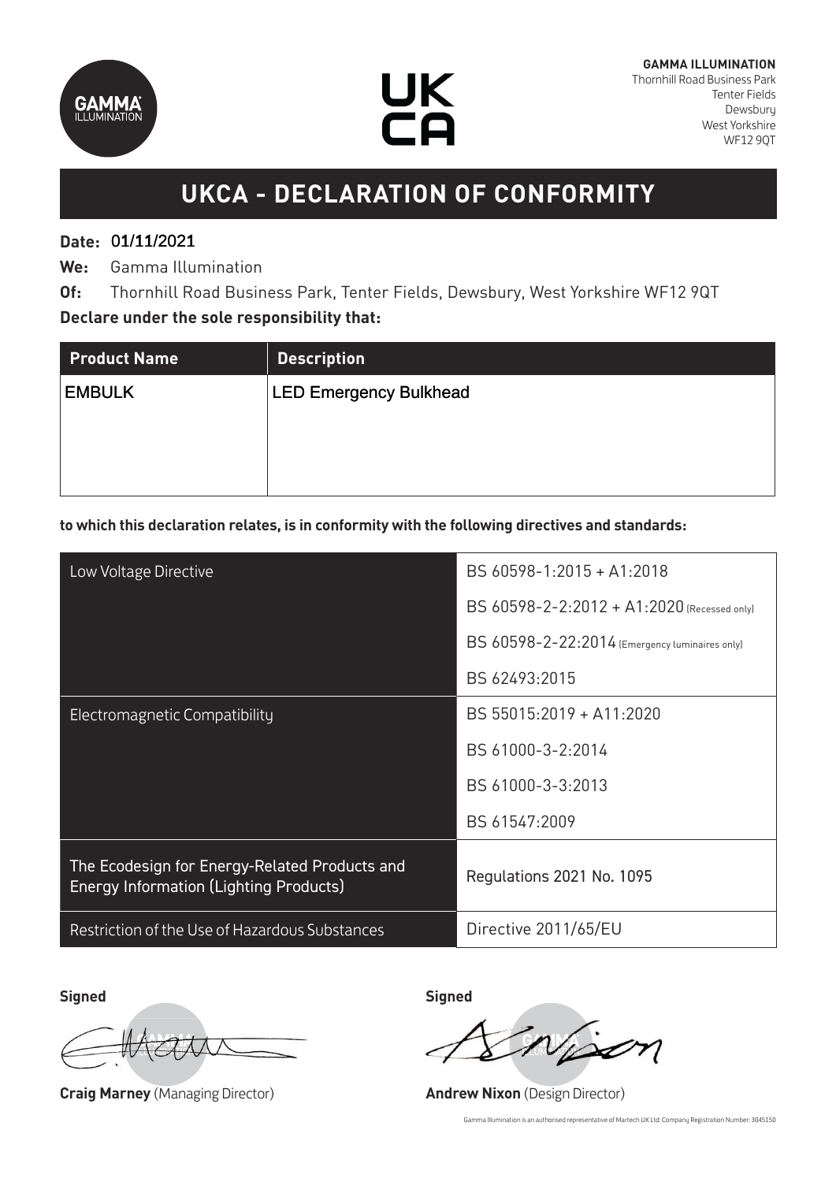**GAMMA ILLUMINATION**
Thornhill Road Business Park
Tenter Fields
Dewsbury
West Yorkshire
WF12 9QT

# UKCA - DECLARATION OF CONFORMITY

**Date:** 01/11/2021

**We:** Gamma Illumination

**Of:** Thornhill Road Business Park, Tenter Fields, Dewsbury, West Yorkshire WF12 9QT

**Declare under the sole responsibility that:**

| Product Name | Description |
|---|---|
| EMBULK | LED Emergency Bulkhead |

**to which this declaration relates, is in conformity with the following directives and standards:**

| | |
|---|---|
| Low Voltage Directive | BS 60598-1:2015 + A1:2018 |
| | BS 60598-2-2:2012 + A1:2020 (Recessed only) |
| | BS 60598-2-22:2014 (Emergency luminaires only) |
| | BS 62493:2015 |
| Electromagnetic Compatibility | BS 55015:2019 + A11:2020 |
| | BS 61000-3-2:2014 |
| | BS 61000-3-3:2013 |
| | BS 61547:2009 |
| The Ecodesign for Energy-Related Products and Energy Information (Lighting Products) | Regulations 2021 No. 1095 |
| Restriction of the Use of Hazardous Substances | Directive 2011/65/EU |

**Signed**

**Craig Marney** (Managing Director)

**Signed**

**Andrew Nixon** (Design Director)

Gamma Illumination is an authorised representative of Martech UK Ltd: Company Registration Number: 3045150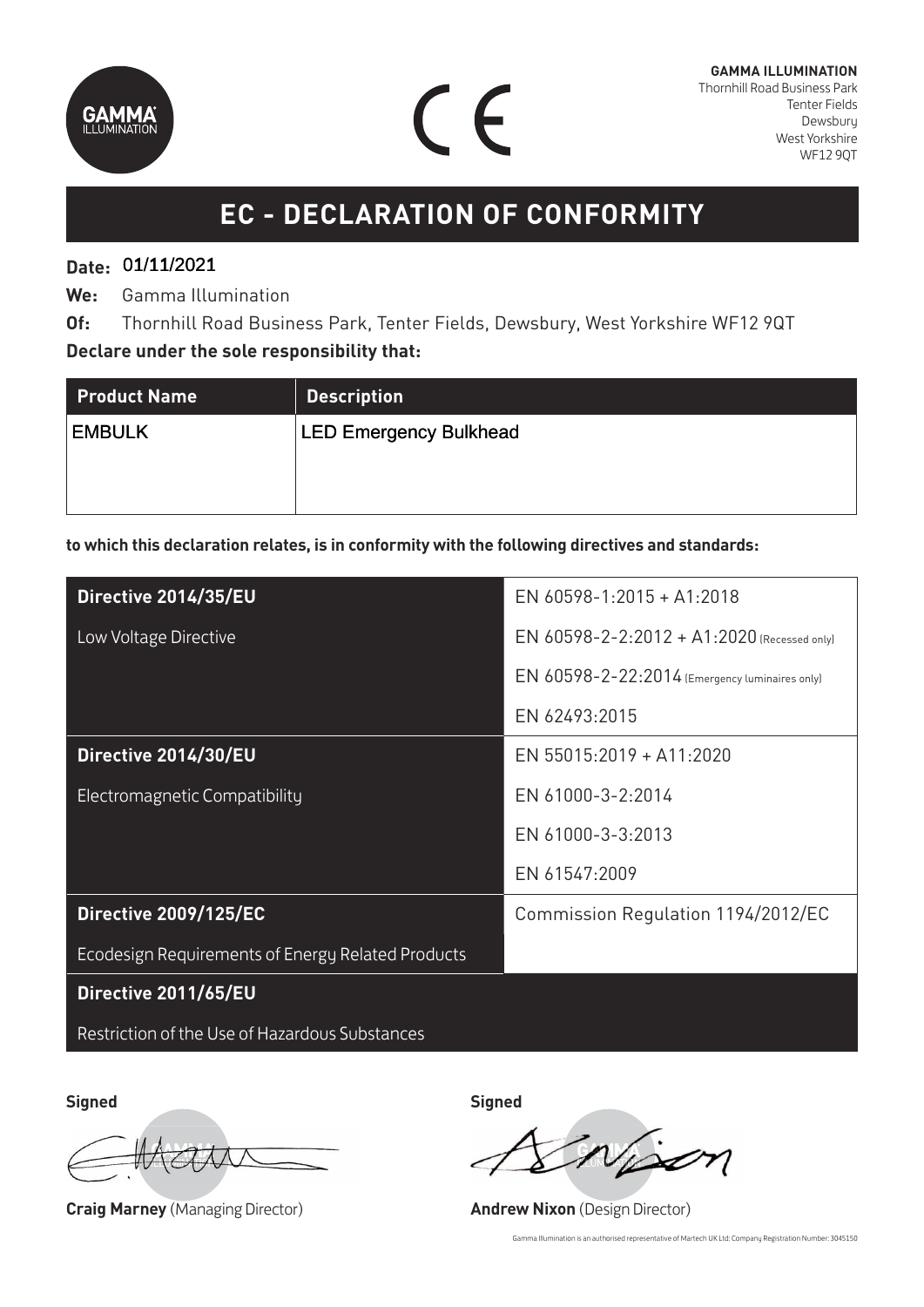**GAMMA ILLUMINATION**
Thornhill Road Business Park
Tenter Fields
Dewsbury
West Yorkshire
WF12 9QT

# EC - DECLARATION OF CONFORMITY

**Date:** 01/11/2021

**We:** Gamma Illumination

**Of:** Thornhill Road Business Park, Tenter Fields, Dewsbury, West Yorkshire WF12 9QT

**Declare under the sole responsibility that:**

| Product Name | Description |
| --- | --- |
| EMBULK | LED Emergency Bulkhead |

**to which this declaration relates, is in conformity with the following directives and standards:**

| | |
| --- | --- |
| **Directive 2014/35/EU** | EN 60598-1:2015 + A1:2018 |
| Low Voltage Directive | EN 60598-2-2:2012 + A1:2020 (Recessed only) |
| | EN 60598-2-22:2014 (Emergency luminaires only) |
| | EN 62493:2015 |
| **Directive 2014/30/EU** | EN 55015:2019 + A11:2020 |
| Electromagnetic Compatibility | EN 61000-3-2:2014 |
| | EN 61000-3-3:2013 |
| | EN 61547:2009 |
| **Directive 2009/125/EC** | Commission Regulation 1194/2012/EC |
| Ecodesign Requirements of Energy Related Products | |
| **Directive 2011/65/EU** | |
| Restriction of the Use of Hazardous Substances | |

**Signed**

**Craig Marney** (Managing Director)

**Signed**

**Andrew Nixon** (Design Director)

Gamma Illumination is an authorised representative of Martech UK Ltd: Company Registration Number: 3045150